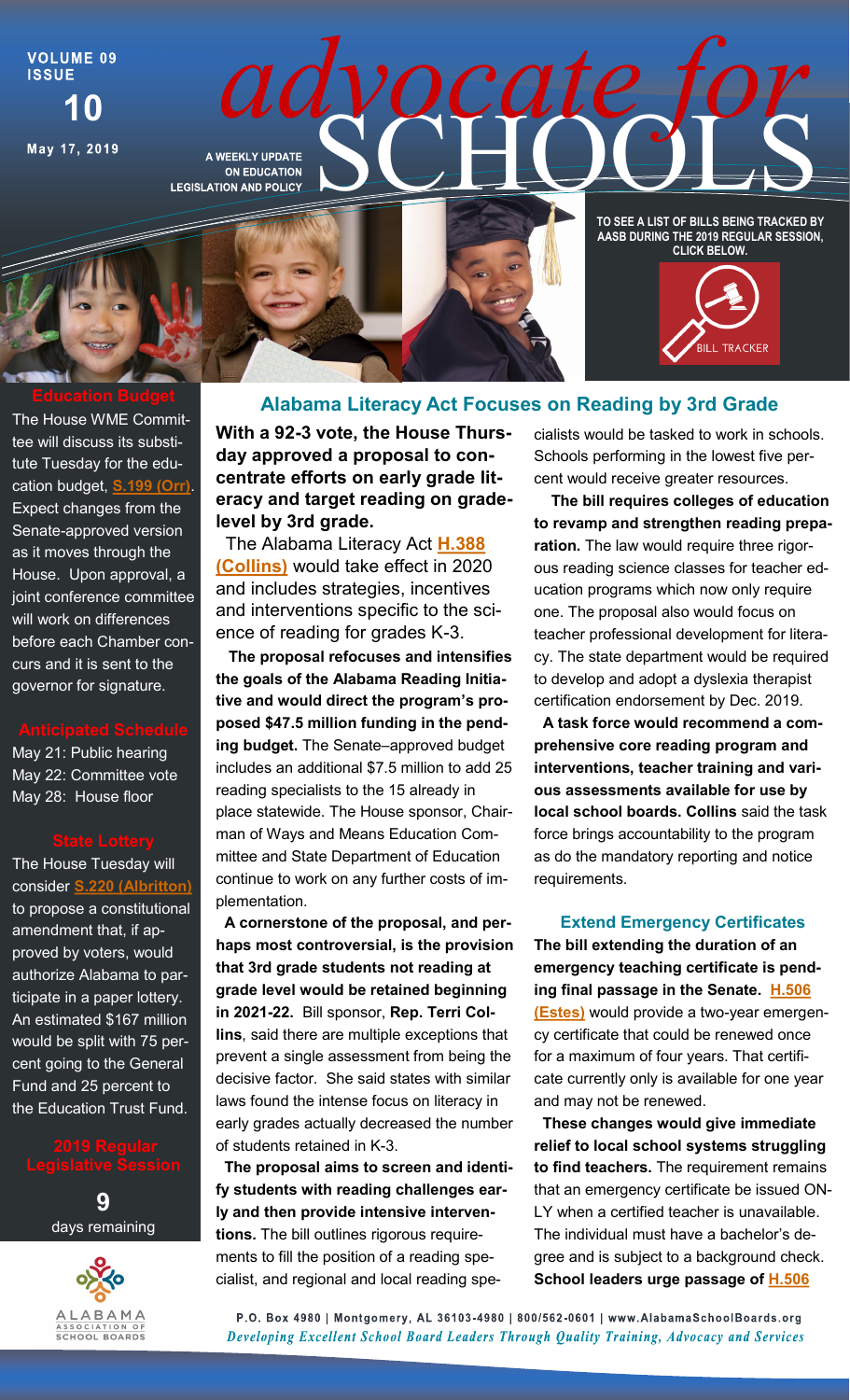VOLUME 09 ISSUE **10**

May 17, 2019

# advocate for SCHOOLS

A WEEKLY UPDATE ON EDUCATION LEGISLATION AND POLICY

TO SEE A LIST OF BILLS BEING TRACKED BY AASB DURING THE 2019 REGULAR SESSION, CLICK BELOW.

BILL TRACKER

### Education Budget

The House WME Committee will discuss its substitute Tuesday for the education budget, **S.199 (Orr)**. Expect changes from the Senate-approved version as it moves through the House. Upon approval, a joint conference committee will work on differences before each Chamber concurs and it is sent to the governor for signature.

### Anticipated Schedule

May 21: Public hearing
May 22: Committee vote
May 28: House floor

### State Lottery

The House Tuesday will consider **S.220 (Albritton)** to propose a constitutional amendment that, if approved by voters, would authorize Alabama to participate in a paper lottery. An estimated $167 million would be split with 75 percent going to the General Fund and 25 percent to the Education Trust Fund.

### 2019 Regular Legislative Session

**9**
days remaining

## Alabama Literacy Act Focuses on Reading by 3rd Grade

**With a 92-3 vote, the House Thursday approved a proposal to concentrate efforts on early grade literacy and target reading on grade-level by 3rd grade.**

The Alabama Literacy Act **H.388 (Collins)** would take effect in 2020 and includes strategies, incentives and interventions specific to the science of reading for grades K-3.

**The proposal refocuses and intensifies the goals of the Alabama Reading Initiative and would direct the program's proposed $47.5 million funding in the pending budget.** The Senate–approved budget includes an additional $7.5 million to add 25 reading specialists to the 15 already in place statewide. The House sponsor, Chairman of Ways and Means Education Committee and State Department of Education continue to work on any further costs of implementation.

**A cornerstone of the proposal, and perhaps most controversial, is the provision that 3rd grade students not reading at grade level would be retained beginning in 2021-22.** Bill sponsor, **Rep. Terri Collins**, said there are multiple exceptions that prevent a single assessment from being the decisive factor. She said states with similar laws found the intense focus on literacy in early grades actually decreased the number of students retained in K-3.

**The proposal aims to screen and identify students with reading challenges early and then provide intensive interventions.** The bill outlines rigorous requirements to fill the position of a reading specialist, and regional and local reading specialists would be tasked to work in schools. Schools performing in the lowest five percent would receive greater resources.

**The bill requires colleges of education to revamp and strengthen reading preparation.** The law would require three rigorous reading science classes for teacher education programs which now only require one. The proposal also would focus on teacher professional development for literacy. The state department would be required to develop and adopt a dyslexia therapist certification endorsement by Dec. 2019.

**A task force would recommend a comprehensive core reading program and interventions, teacher training and various assessments available for use by local school boards. Collins** said the task force brings accountability to the program as do the mandatory reporting and notice requirements.

### Extend Emergency Certificates

**The bill extending the duration of an emergency teaching certificate is pending final passage in the Senate. H.506 (Estes)** would provide a two-year emergency certificate that could be renewed once for a maximum of four years. That certificate currently only is available for one year and may not be renewed.

**These changes would give immediate relief to local school systems struggling to find teachers.** The requirement remains that an emergency certificate be issued ONLY when a certified teacher is unavailable. The individual must have a bachelor's degree and is subject to a background check. **School leaders urge passage of H.506**

ALABAMA ASSOCIATION OF SCHOOL BOARDS

P.O. Box 4980 | Montgomery, AL 36103-4980 | 800/562-0601 | www.AlabamaSchoolBoards.org
*Developing Excellent School Board Leaders Through Quality Training, Advocacy and Services*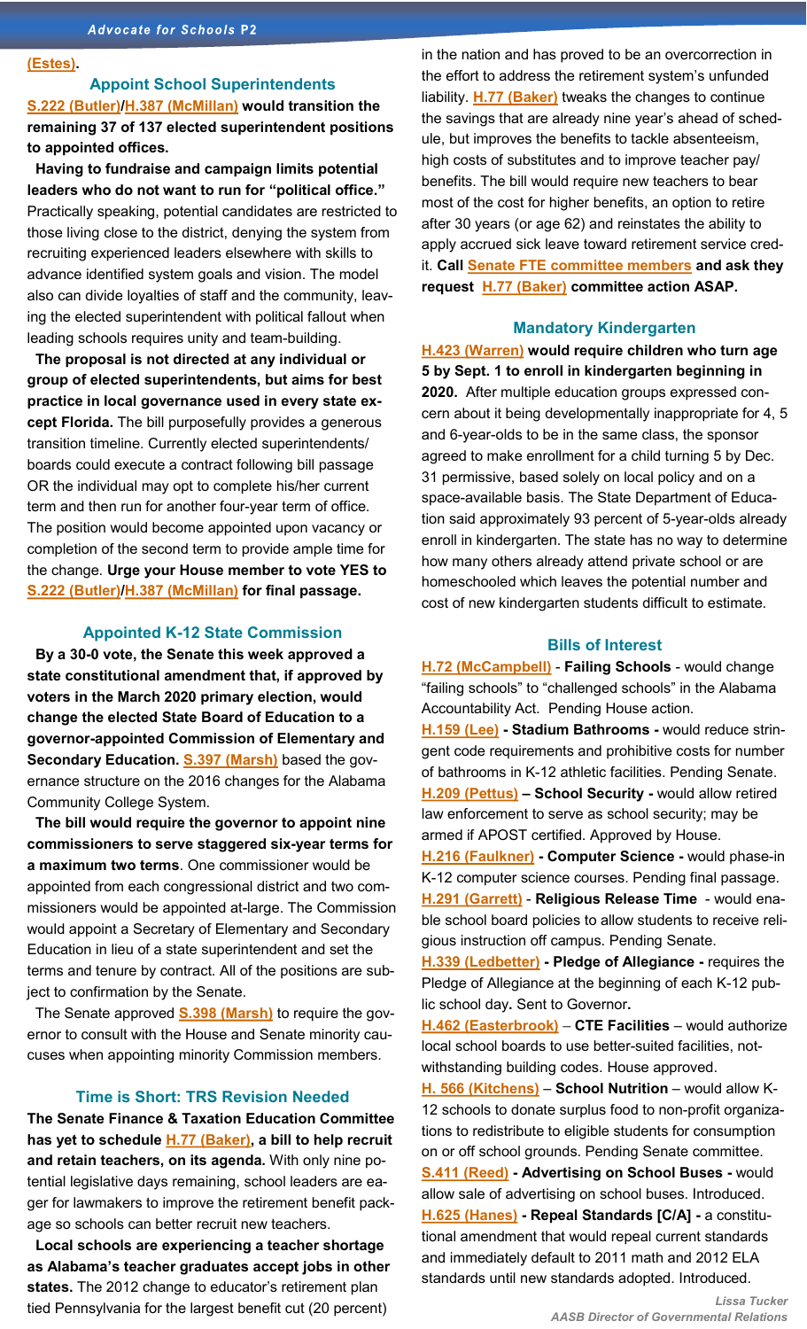**(Estes).**

### Appoint School Superintendents

**S.222 (Butler)/H.387 (McMillan) would transition the remaining 37 of 137 elected superintendent positions to appointed offices.**

**Having to fundraise and campaign limits potential leaders who do not want to run for "political office."** Practically speaking, potential candidates are restricted to those living close to the district, denying the system from recruiting experienced leaders elsewhere with skills to advance identified system goals and vision. The model also can divide loyalties of staff and the community, leaving the elected superintendent with political fallout when leading schools requires unity and team-building.

**The proposal is not directed at any individual or group of elected superintendents, but aims for best practice in local governance used in every state except Florida.** The bill purposefully provides a generous transition timeline. Currently elected superintendents/boards could execute a contract following bill passage OR the individual may opt to complete his/her current term and then run for another four-year term of office. The position would become appointed upon vacancy or completion of the second term to provide ample time for the change. **Urge your House member to vote YES to S.222 (Butler)/H.387 (McMillan) for final passage.**

### Appointed K-12 State Commission

**By a 30-0 vote, the Senate this week approved a state constitutional amendment that, if approved by voters in the March 2020 primary election, would change the elected State Board of Education to a governor-appointed Commission of Elementary and Secondary Education.** S.397 (Marsh) based the governance structure on the 2016 changes for the Alabama Community College System.

**The bill would require the governor to appoint nine commissioners to serve staggered six-year terms for a maximum two terms**. One commissioner would be appointed from each congressional district and two commissioners would be appointed at-large. The Commission would appoint a Secretary of Elementary and Secondary Education in lieu of a state superintendent and set the terms and tenure by contract. All of the positions are subject to confirmation by the Senate.

The Senate approved S.398 (Marsh) to require the governor to consult with the House and Senate minority caucuses when appointing minority Commission members.

### Time is Short: TRS Revision Needed

**The Senate Finance & Taxation Education Committee has yet to schedule H.77 (Baker), a bill to help recruit and retain teachers, on its agenda.** With only nine potential legislative days remaining, school leaders are eager for lawmakers to improve the retirement benefit package so schools can better recruit new teachers.

**Local schools are experiencing a teacher shortage as Alabama's teacher graduates accept jobs in other states.** The 2012 change to educator's retirement plan tied Pennsylvania for the largest benefit cut (20 percent) in the nation and has proved to be an overcorrection in the effort to address the retirement system's unfunded liability. H.77 (Baker) tweaks the changes to continue the savings that are already nine year's ahead of schedule, but improves the benefits to tackle absenteeism, high costs of substitutes and to improve teacher pay/benefits. The bill would require new teachers to bear most of the cost for higher benefits, an option to retire after 30 years (or age 62) and reinstates the ability to apply accrued sick leave toward retirement service credit. **Call Senate FTE committee members and ask they request H.77 (Baker) committee action ASAP.**

### Mandatory Kindergarten

**H.423 (Warren) would require children who turn age 5 by Sept. 1 to enroll in kindergarten beginning in 2020.** After multiple education groups expressed concern about it being developmentally inappropriate for 4, 5 and 6-year-olds to be in the same class, the sponsor agreed to make enrollment for a child turning 5 by Dec. 31 permissive, based solely on local policy and on a space-available basis. The State Department of Education said approximately 93 percent of 5-year-olds already enroll in kindergarten. The state has no way to determine how many others already attend private school or are homeschooled which leaves the potential number and cost of new kindergarten students difficult to estimate.

### Bills of Interest

H.72 (McCampbell) - **Failing Schools** - would change "failing schools" to "challenged schools" in the Alabama Accountability Act. Pending House action.

H.159 (Lee) **- Stadium Bathrooms -** would reduce stringent code requirements and prohibitive costs for number of bathrooms in K-12 athletic facilities. Pending Senate.

H.209 (Pettus) **– School Security -** would allow retired law enforcement to serve as school security; may be armed if APOST certified. Approved by House.

H.216 (Faulkner) **- Computer Science -** would phase-in K-12 computer science courses. Pending final passage.

H.291 (Garrett) - **Religious Release Time** - would enable school board policies to allow students to receive religious instruction off campus. Pending Senate.

H.339 (Ledbetter) **- Pledge of Allegiance -** requires the Pledge of Allegiance at the beginning of each K-12 public school day**.** Sent to Governor**.**

H.462 (Easterbrook) – **CTE Facilities** – would authorize local school boards to use better-suited facilities, notwithstanding building codes. House approved.

H. 566 (Kitchens) – **School Nutrition** – would allow K-12 schools to donate surplus food to non-profit organizations to redistribute to eligible students for consumption on or off school grounds. Pending Senate committee.

S.411 (Reed) **- Advertising on School Buses -** would allow sale of advertising on school buses. Introduced.

H.625 (Hanes) **- Repeal Standards [C/A] -** a constitutional amendment that would repeal current standards and immediately default to 2011 math and 2012 ELA standards until new standards adopted. Introduced.

*Lissa Tucker*
*AASB Director of Governmental Relations*